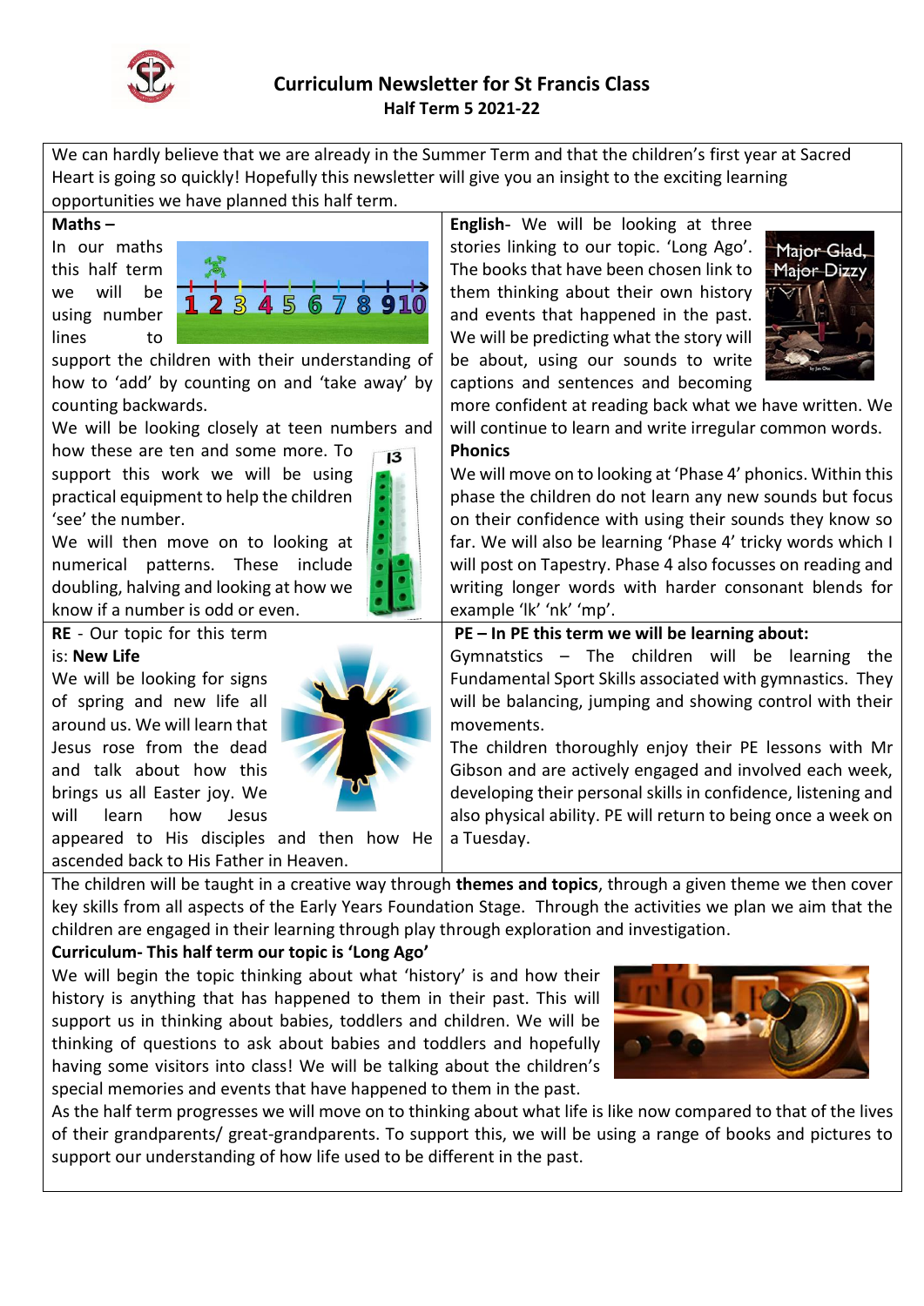# Curriculum Newsletter for St Francis Class

## Half Term 5 2021-22

We can hardly believe that we are already in the Summer Term and that the children's first year at Sacred Heart is going so quickly! Hopefully this newsletter will give you an insight to the exciting learning opportunities we have planned this half term.

**Maths –**

In our maths this half term we will be using number lines to support the children with their understanding of how to 'add' by counting on and 'take away' by counting backwards.

We will be looking closely at teen numbers and how these are ten and some more. To support this work we will be using practical equipment to help the children 'see' the number.

We will then move on to looking at numerical patterns. These include doubling, halving and looking at how we know if a number is odd or even.

**English**- We will be looking at three stories linking to our topic. 'Long Ago'. The books that have been chosen link to them thinking about their own history and events that happened in the past. We will be predicting what the story will be about, using our sounds to write captions and sentences and becoming more confident at reading back what we have written. We will continue to learn and write irregular common words.

**Phonics**

We will move on to looking at 'Phase 4' phonics. Within this phase the children do not learn any new sounds but focus on their confidence with using their sounds they know so far. We will also be learning 'Phase 4' tricky words which I will post on Tapestry. Phase 4 also focusses on reading and writing longer words with harder consonant blends for example 'lk' 'nk' 'mp'.

**RE** - Our topic for this term is: **New Life**

We will be looking for signs of spring and new life all around us. We will learn that Jesus rose from the dead and talk about how this brings us all Easter joy. We will learn how Jesus appeared to His disciples and then how He ascended back to His Father in Heaven.

**PE – In PE this term we will be learning about:**

Gymnatstics – The children will be learning the Fundamental Sport Skills associated with gymnastics. They will be balancing, jumping and showing control with their movements.

The children thoroughly enjoy their PE lessons with Mr Gibson and are actively engaged and involved each week, developing their personal skills in confidence, listening and also physical ability. PE will return to being once a week on a Tuesday.

The children will be taught in a creative way through **themes and topics**, through a given theme we then cover key skills from all aspects of the Early Years Foundation Stage. Through the activities we plan we aim that the children are engaged in their learning through play through exploration and investigation.

**Curriculum- This half term our topic is 'Long Ago'**

We will begin the topic thinking about what 'history' is and how their history is anything that has happened to them in their past. This will support us in thinking about babies, toddlers and children. We will be thinking of questions to ask about babies and toddlers and hopefully having some visitors into class! We will be talking about the children's special memories and events that have happened to them in the past.

As the half term progresses we will move on to thinking about what life is like now compared to that of the lives of their grandparents/ great-grandparents. To support this, we will be using a range of books and pictures to support our understanding of how life used to be different in the past.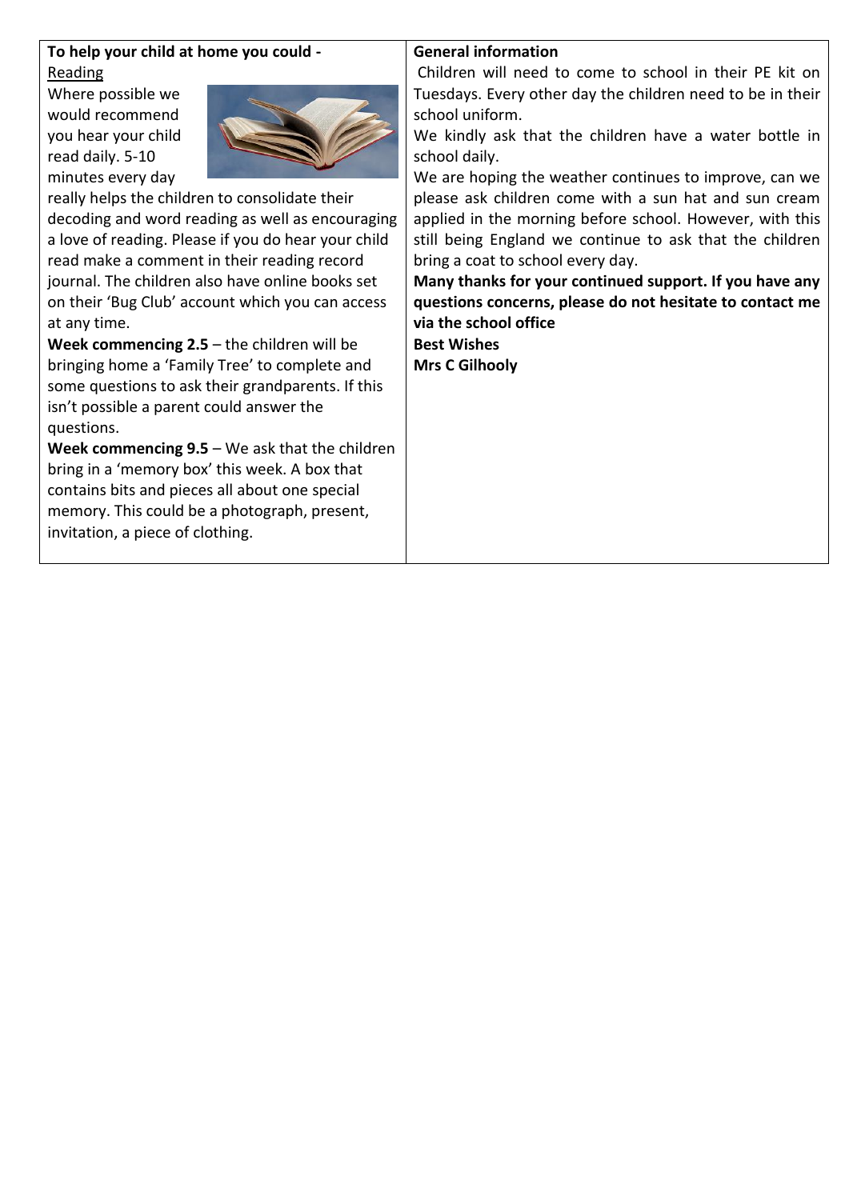**To help your child at home you could -**

Reading

Where possible we would recommend you hear your child read daily. 5-10 minutes every day really helps the children to consolidate their decoding and word reading as well as encouraging a love of reading. Please if you do hear your child read make a comment in their reading record journal. The children also have online books set on their 'Bug Club' account which you can access at any time.

**Week commencing 2.5** – the children will be bringing home a 'Family Tree' to complete and some questions to ask their grandparents. If this isn't possible a parent could answer the questions.

**Week commencing 9.5** – We ask that the children bring in a 'memory box' this week. A box that contains bits and pieces all about one special memory. This could be a photograph, present, invitation, a piece of clothing.

**General information**

Children will need to come to school in their PE kit on Tuesdays. Every other day the children need to be in their school uniform.

We kindly ask that the children have a water bottle in school daily.

We are hoping the weather continues to improve, can we please ask children come with a sun hat and sun cream applied in the morning before school. However, with this still being England we continue to ask that the children bring a coat to school every day.

**Many thanks for your continued support. If you have any questions concerns, please do not hesitate to contact me via the school office**

**Best Wishes**

**Mrs C Gilhooly**